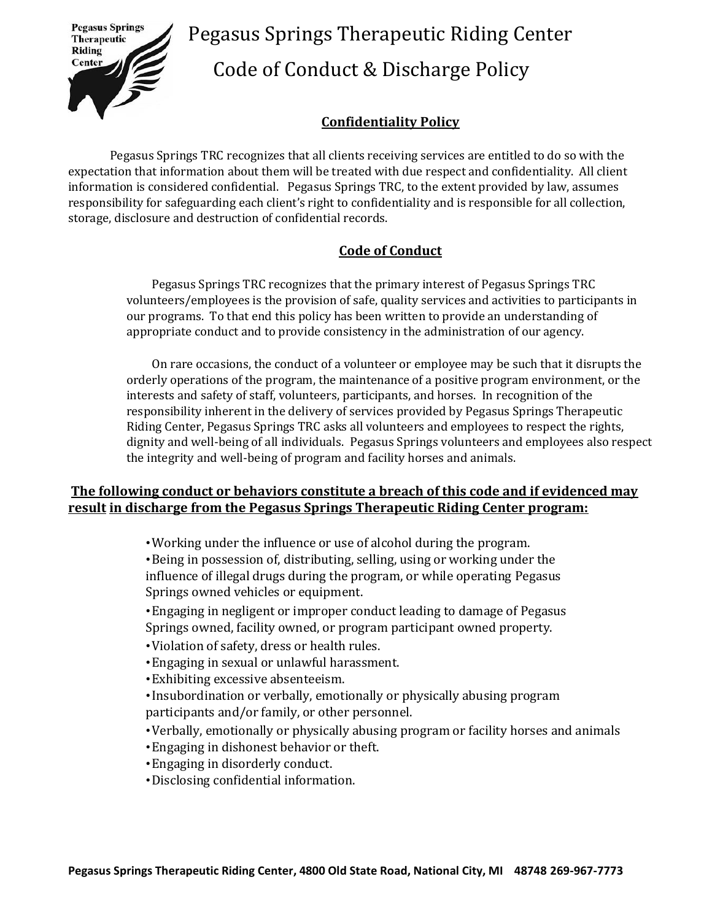# Pegasus Springs Therapeutic Riding Center

## Code of Conduct & Discharge Policy

### Confidentiality Policy

Pegasus Springs TRC recognizes that all clients receiving services are entitled to do so with the expectation that information about them will be treated with due respect and confidentiality. All client information is considered confidential. Pegasus Springs TRC, to the extent provided by law, assumes responsibility for safeguarding each client's right to confidentiality and is responsible for all collection, storage, disclosure and destruction of confidential records.

### Code of Conduct

Pegasus Springs TRC recognizes that the primary interest of Pegasus Springs TRC volunteers/employees is the provision of safe, quality services and activities to participants in our programs. To that end this policy has been written to provide an understanding of appropriate conduct and to provide consistency in the administration of our agency.

On rare occasions, the conduct of a volunteer or employee may be such that it disrupts the orderly operations of the program, the maintenance of a positive program environment, or the interests and safety of staff, volunteers, participants, and horses. In recognition of the responsibility inherent in the delivery of services provided by Pegasus Springs Therapeutic Riding Center, Pegasus Springs TRC asks all volunteers and employees to respect the rights, dignity and well-being of all individuals. Pegasus Springs volunteers and employees also respect the integrity and well-being of program and facility horses and animals.

**The following conduct or behaviors constitute a breach of this code and if evidenced may result in discharge from the Pegasus Springs Therapeutic Riding Center program:**

- Working under the influence or use of alcohol during the program.
- Being in possession of, distributing, selling, using or working under the influence of illegal drugs during the program, or while operating Pegasus Springs owned vehicles or equipment.
- Engaging in negligent or improper conduct leading to damage of Pegasus Springs owned, facility owned, or program participant owned property.
- Violation of safety, dress or health rules.
- Engaging in sexual or unlawful harassment.
- Exhibiting excessive absenteeism.
- Insubordination or verbally, emotionally or physically abusing program participants and/or family, or other personnel.
- Verbally, emotionally or physically abusing program or facility horses and animals
- Engaging in dishonest behavior or theft.
- Engaging in disorderly conduct.
- Disclosing confidential information.

**Pegasus Springs Therapeutic Riding Center, 4800 Old State Road, National City, MI 48748 269-967-7773**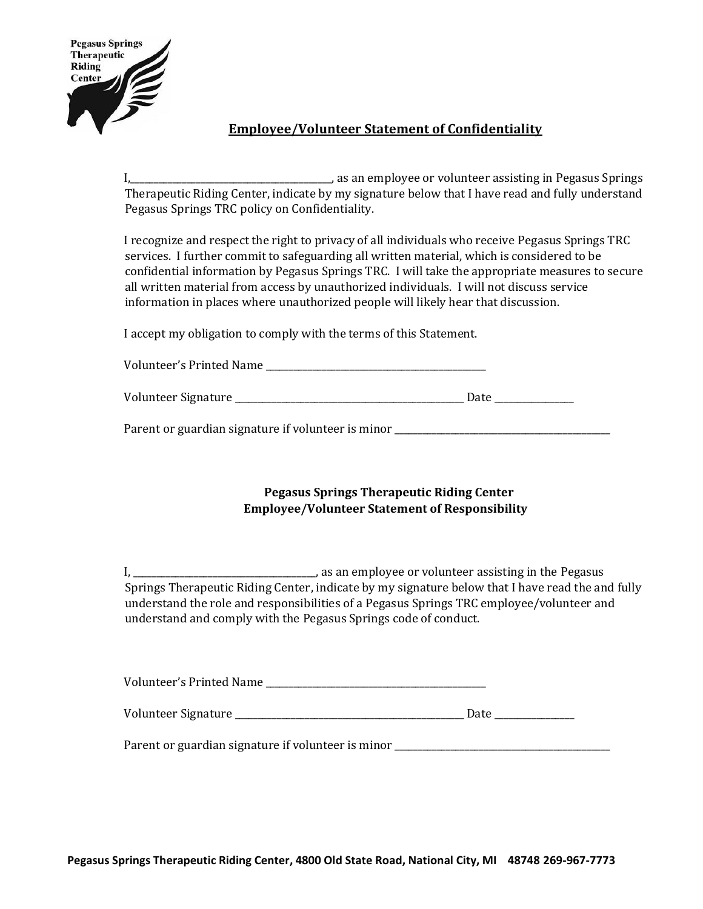Pegasus Springs Therapeutic Riding Center

## Employee/Volunteer Statement of Confidentiality

I,_________________________________________, as an employee or volunteer assisting in Pegasus Springs Therapeutic Riding Center, indicate by my signature below that I have read and fully understand Pegasus Springs TRC policy on Confidentiality.

I recognize and respect the right to privacy of all individuals who receive Pegasus Springs TRC services. I further commit to safeguarding all written material, which is considered to be confidential information by Pegasus Springs TRC. I will take the appropriate measures to secure all written material from access by unauthorized individuals. I will not discuss service information in places where unauthorized people will likely hear that discussion.

I accept my obligation to comply with the terms of this Statement.

Volunteer's Printed Name _______________________________________________

Volunteer Signature _________________________________________________ Date ________________

Parent or guardian signature if volunteer is minor ______________________________________________

## Pegasus Springs Therapeutic Riding Center
## Employee/Volunteer Statement of Responsibility

I, ______________________________________, as an employee or volunteer assisting in the Pegasus Springs Therapeutic Riding Center, indicate by my signature below that I have read the and fully understand the role and responsibilities of a Pegasus Springs TRC employee/volunteer and understand and comply with the Pegasus Springs code of conduct.

Volunteer's Printed Name _______________________________________________

Volunteer Signature _________________________________________________ Date ________________

Parent or guardian signature if volunteer is minor ______________________________________________

**Pegasus Springs Therapeutic Riding Center, 4800 Old State Road, National City, MI 48748 269-967-7773**